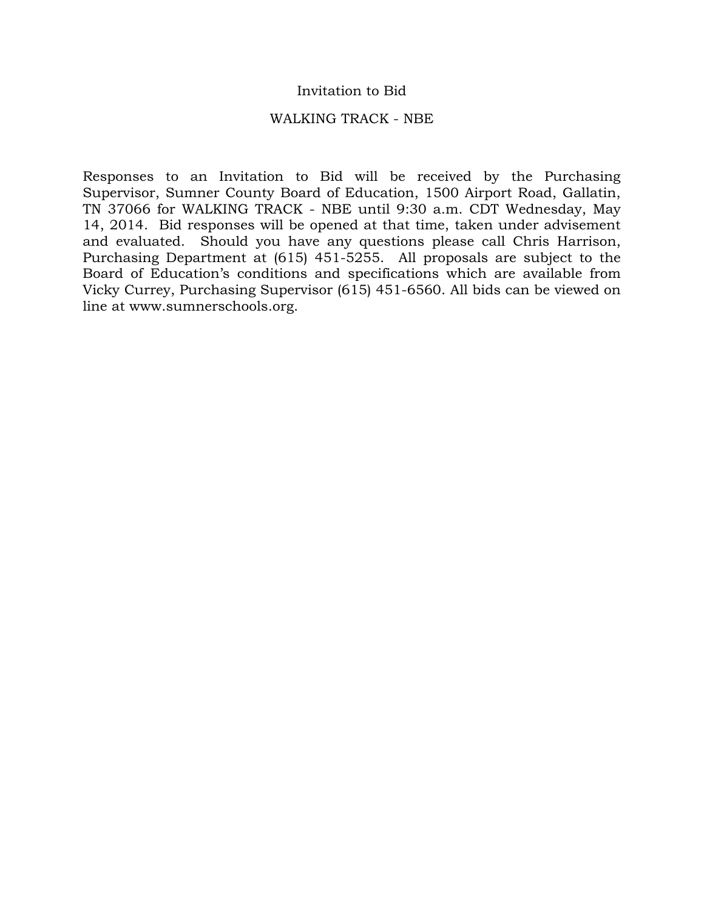# Invitation to Bid

## WALKING TRACK - NBE

Responses to an Invitation to Bid will be received by the Purchasing Supervisor, Sumner County Board of Education, 1500 Airport Road, Gallatin, TN 37066 for WALKING TRACK - NBE until 9:30 a.m. CDT Wednesday, May 14, 2014. Bid responses will be opened at that time, taken under advisement and evaluated. Should you have any questions please call Chris Harrison, Purchasing Department at (615) 451-5255. All proposals are subject to the Board of Education's conditions and specifications which are available from Vicky Currey, Purchasing Supervisor (615) 451-6560. All bids can be viewed on line at www.sumnerschools.org.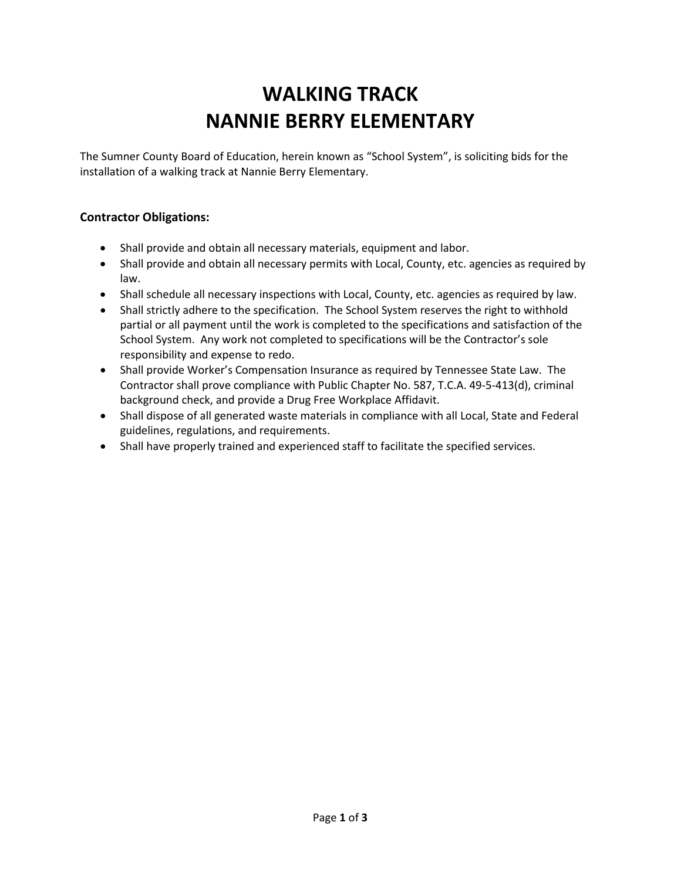# WALKING TRACK
# NANNIE BERRY ELEMENTARY

The Sumner County Board of Education, herein known as "School System", is soliciting bids for the installation of a walking track at Nannie Berry Elementary.

### Contractor Obligations:

- Shall provide and obtain all necessary materials, equipment and labor.
- Shall provide and obtain all necessary permits with Local, County, etc. agencies as required by law.
- Shall schedule all necessary inspections with Local, County, etc. agencies as required by law.
- Shall strictly adhere to the specification. The School System reserves the right to withhold partial or all payment until the work is completed to the specifications and satisfaction of the School System. Any work not completed to specifications will be the Contractor's sole responsibility and expense to redo.
- Shall provide Worker's Compensation Insurance as required by Tennessee State Law. The Contractor shall prove compliance with Public Chapter No. 587, T.C.A. 49-5-413(d), criminal background check, and provide a Drug Free Workplace Affidavit.
- Shall dispose of all generated waste materials in compliance with all Local, State and Federal guidelines, regulations, and requirements.
- Shall have properly trained and experienced staff to facilitate the specified services.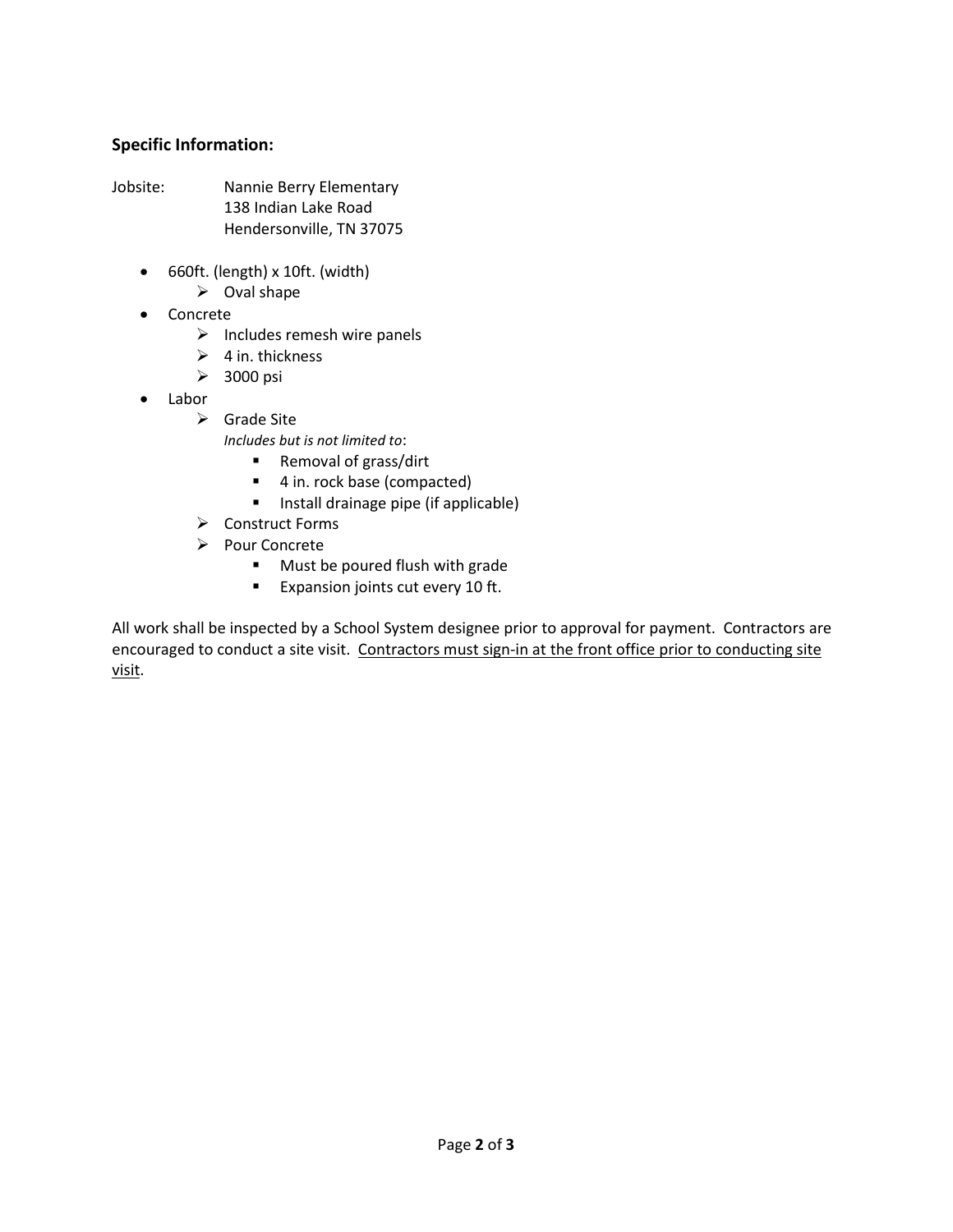### Specific Information:

Jobsite: Nannie Berry Elementary
138 Indian Lake Road
Hendersonville, TN 37075

- 660ft. (length) x 10ft. (width)
  - Oval shape
- Concrete
  - Includes remesh wire panels
  - 4 in. thickness
  - 3000 psi
- Labor
  - Grade Site
    *Includes but is not limited to*:
    - Removal of grass/dirt
    - 4 in. rock base (compacted)
    - Install drainage pipe (if applicable)
  - Construct Forms
  - Pour Concrete
    - Must be poured flush with grade
    - Expansion joints cut every 10 ft.

All work shall be inspected by a School System designee prior to approval for payment. Contractors are encouraged to conduct a site visit. <u>Contractors must sign-in at the front office prior to conducting site visit</u>.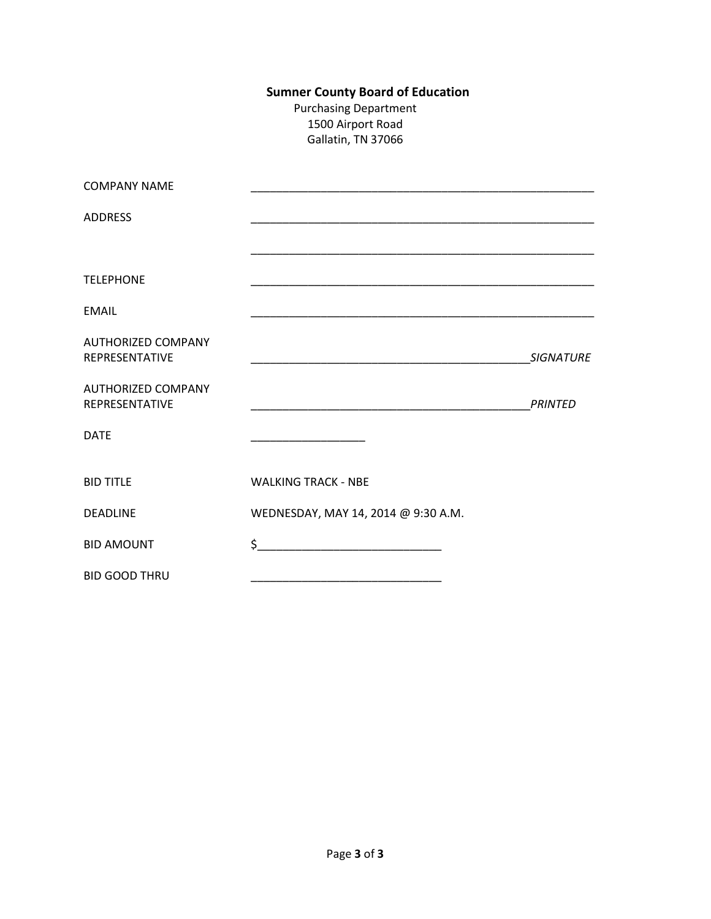**Sumner County Board of Education**
Purchasing Department
1500 Airport Road
Gallatin, TN 37066

| | |
|---|---|
| COMPANY NAME | ______________________________________________ |
| ADDRESS | ______________________________________________ |
| | ______________________________________________ |
| TELEPHONE | ______________________________________________ |
| EMAIL | ______________________________________________ |
| AUTHORIZED COMPANY REPRESENTATIVE | ______________________________________*SIGNATURE* |
| AUTHORIZED COMPANY REPRESENTATIVE | ______________________________________*PRINTED* |
| DATE | _______________ |
| BID TITLE | WALKING TRACK - NBE |
| DEADLINE | WEDNESDAY, MAY 14, 2014 @ 9:30 A.M. |
| BID AMOUNT | $_________________________ |
| BID GOOD THRU | __________________________ |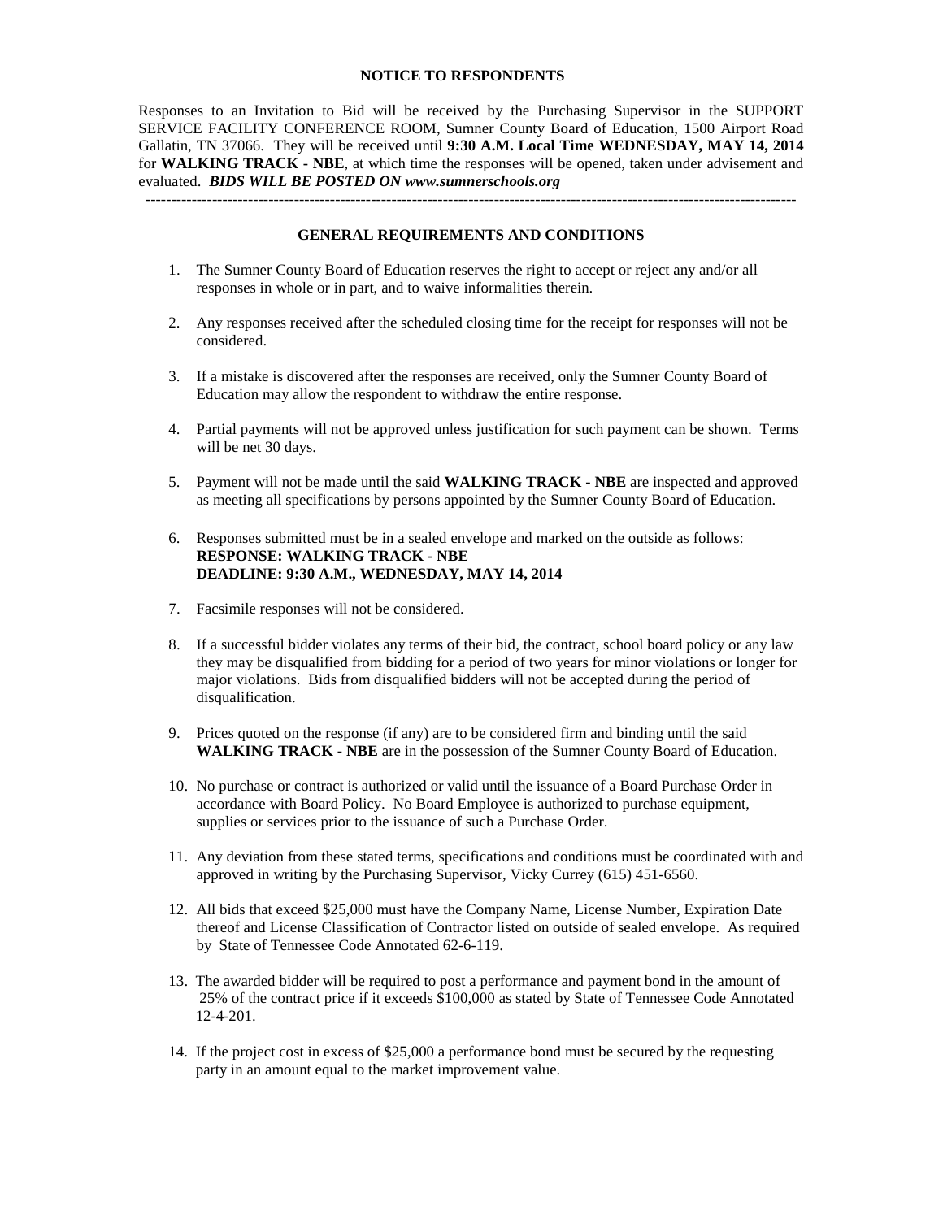**NOTICE TO RESPONDENTS**

Responses to an Invitation to Bid will be received by the Purchasing Supervisor in the SUPPORT SERVICE FACILITY CONFERENCE ROOM, Sumner County Board of Education, 1500 Airport Road Gallatin, TN 37066. They will be received until **9:30 A.M. Local Time WEDNESDAY, MAY 14, 2014** for **WALKING TRACK - NBE**, at which time the responses will be opened, taken under advisement and evaluated. ***BIDS WILL BE POSTED ON www.sumnerschools.org***

---

**GENERAL REQUIREMENTS AND CONDITIONS**

1. The Sumner County Board of Education reserves the right to accept or reject any and/or all responses in whole or in part, and to waive informalities therein.

2. Any responses received after the scheduled closing time for the receipt for responses will not be considered.

3. If a mistake is discovered after the responses are received, only the Sumner County Board of Education may allow the respondent to withdraw the entire response.

4. Partial payments will not be approved unless justification for such payment can be shown. Terms will be net 30 days.

5. Payment will not be made until the said **WALKING TRACK - NBE** are inspected and approved as meeting all specifications by persons appointed by the Sumner County Board of Education.

6. Responses submitted must be in a sealed envelope and marked on the outside as follows:
   **RESPONSE: WALKING TRACK - NBE**
   **DEADLINE: 9:30 A.M., WEDNESDAY, MAY 14, 2014**

7. Facsimile responses will not be considered.

8. If a successful bidder violates any terms of their bid, the contract, school board policy or any law they may be disqualified from bidding for a period of two years for minor violations or longer for major violations. Bids from disqualified bidders will not be accepted during the period of disqualification.

9. Prices quoted on the response (if any) are to be considered firm and binding until the said **WALKING TRACK - NBE** are in the possession of the Sumner County Board of Education.

10. No purchase or contract is authorized or valid until the issuance of a Board Purchase Order in accordance with Board Policy. No Board Employee is authorized to purchase equipment, supplies or services prior to the issuance of such a Purchase Order.

11. Any deviation from these stated terms, specifications and conditions must be coordinated with and approved in writing by the Purchasing Supervisor, Vicky Currey (615) 451-6560.

12. All bids that exceed $25,000 must have the Company Name, License Number, Expiration Date thereof and License Classification of Contractor listed on outside of sealed envelope. As required by State of Tennessee Code Annotated 62-6-119.

13. The awarded bidder will be required to post a performance and payment bond in the amount of 25% of the contract price if it exceeds $100,000 as stated by State of Tennessee Code Annotated 12-4-201.

14. If the project cost in excess of $25,000 a performance bond must be secured by the requesting party in an amount equal to the market improvement value.